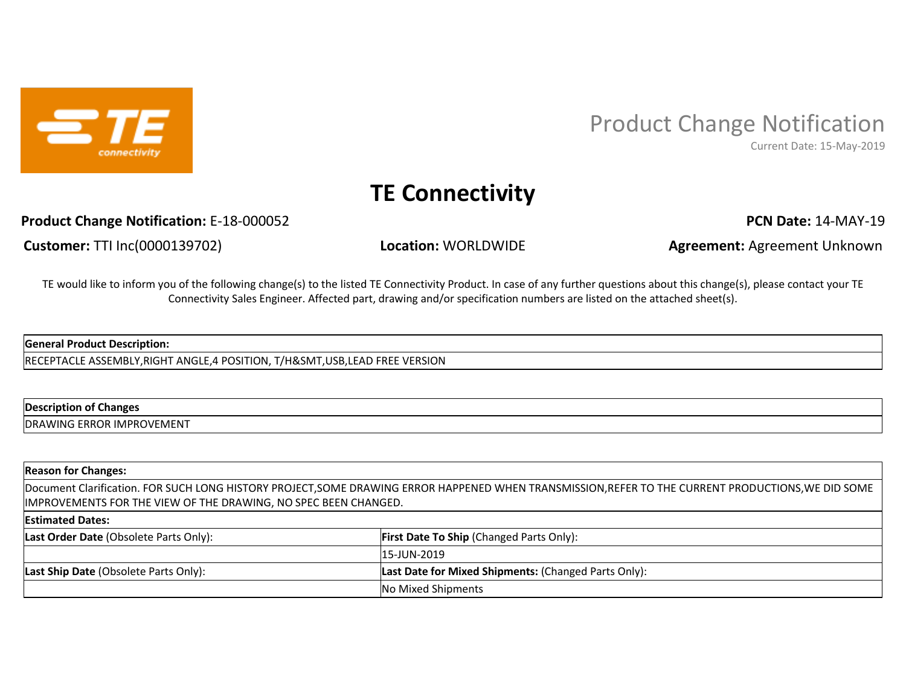# Product Change Notification

Current Date: 15-May-2019

## TE Connectivity

**Product Change Notification:** E-18-000052

**PCN Date:** 14-MAY-19

**Customer:** TTI Inc(0000139702)

**Location:** WORLDWIDE

**Agreement:** Agreement Unknown

TE would like to inform you of the following change(s) to the listed TE Connectivity Product. In case of any further questions about this change(s), please contact your TE Connectivity Sales Engineer. Affected part, drawing and/or specification numbers are listed on the attached sheet(s).

| **General Product Description:** |
| --- |
| RECEPTACLE ASSEMBLY,RIGHT ANGLE,4 POSITION, T/H&SMT,USB,LEAD FREE VERSION |

| **Description of Changes** |
| --- |
| DRAWING ERROR IMPROVEMENT |

| **Reason for Changes:** | |
| --- | --- |
| Document Clarification. FOR SUCH LONG HISTORY PROJECT,SOME DRAWING ERROR HAPPENED WHEN TRANSMISSION,REFER TO THE CURRENT PRODUCTIONS,WE DID SOME IMPROVEMENTS FOR THE VIEW OF THE DRAWING, NO SPEC BEEN CHANGED. | |
| **Estimated Dates:** | |
| **Last Order Date** (Obsolete Parts Only): | **First Date To Ship** (Changed Parts Only): |
| | 15-JUN-2019 |
| **Last Ship Date** (Obsolete Parts Only): | **Last Date for Mixed Shipments:** (Changed Parts Only): |
| | No Mixed Shipments |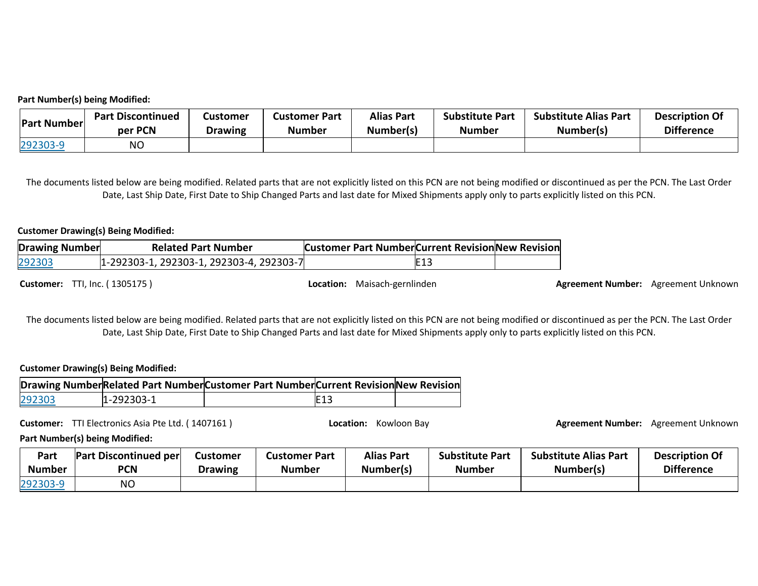**Part Number(s) being Modified:**

| Part Number | Part Discontinued per PCN | Customer Drawing | Customer Part Number | Alias Part Number(s) | Substitute Part Number | Substitute Alias Part Number(s) | Description Of Difference |
|---|---|---|---|---|---|---|---|
| 292303-9 | NO | | | | | | |

The documents listed below are being modified. Related parts that are not explicitly listed on this PCN are not being modified or discontinued as per the PCN. The Last Order Date, Last Ship Date, First Date to Ship Changed Parts and last date for Mixed Shipments apply only to parts explicitly listed on this PCN.

**Customer Drawing(s) Being Modified:**

| Drawing Number | Related Part Number | Customer Part Number | Current Revision | New Revision |
|---|---|---|---|---|
| 292303 | 1-292303-1, 292303-1, 292303-4, 292303-7 | | E13 | |

**Customer:** TTI, Inc. ( 1305175 ) **Location:** Maisach-gernlinden **Agreement Number:** Agreement Unknown

The documents listed below are being modified. Related parts that are not explicitly listed on this PCN are not being modified or discontinued as per the PCN. The Last Order Date, Last Ship Date, First Date to Ship Changed Parts and last date for Mixed Shipments apply only to parts explicitly listed on this PCN.

**Customer Drawing(s) Being Modified:**

| Drawing Number | Related Part Number | Customer Part Number | Current Revision | New Revision |
|---|---|---|---|---|
| 292303 | 1-292303-1 | | E13 | |

**Customer:** TTI Electronics Asia Pte Ltd. ( 1407161 ) **Location:** Kowloon Bay **Agreement Number:** Agreement Unknown

**Part Number(s) being Modified:**

| Part Number | Part Discontinued per PCN | Customer Drawing | Customer Part Number | Alias Part Number(s) | Substitute Part Number | Substitute Alias Part Number(s) | Description Of Difference |
|---|---|---|---|---|---|---|---|
| 292303-9 | NO | | | | | | |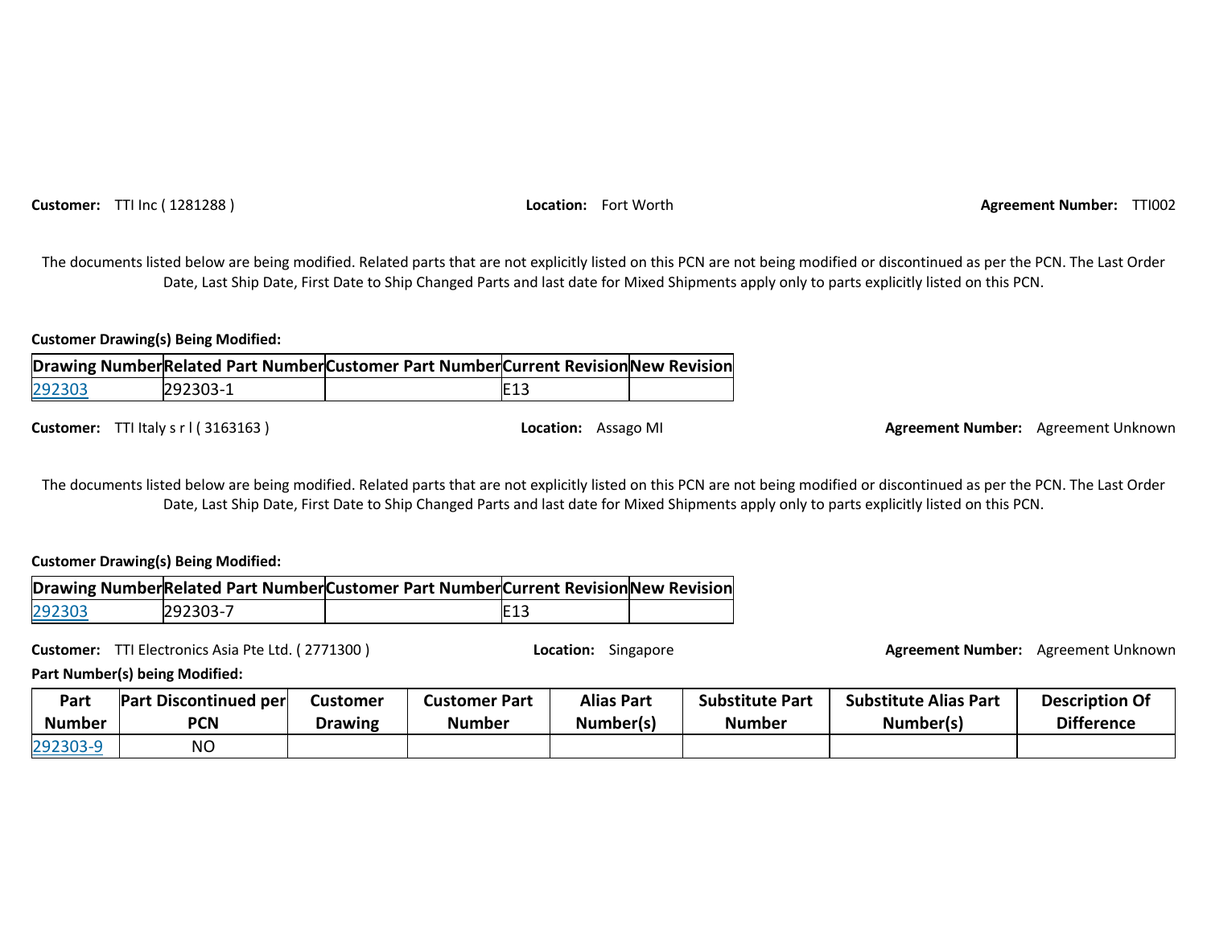**Customer:** TTI Inc ( 1281288 ) **Location:** Fort Worth **Agreement Number:** TTI002

The documents listed below are being modified. Related parts that are not explicitly listed on this PCN are not being modified or discontinued as per the PCN. The Last Order Date, Last Ship Date, First Date to Ship Changed Parts and last date for Mixed Shipments apply only to parts explicitly listed on this PCN.

**Customer Drawing(s) Being Modified:**

| Drawing Number | Related Part Number | Customer Part Number | Current Revision | New Revision |
|---|---|---|---|---|
| 292303 | 292303-1 | | E13 | |

**Customer:** TTI Italy s r l ( 3163163 ) **Location:** Assago MI **Agreement Number:** Agreement Unknown

The documents listed below are being modified. Related parts that are not explicitly listed on this PCN are not being modified or discontinued as per the PCN. The Last Order Date, Last Ship Date, First Date to Ship Changed Parts and last date for Mixed Shipments apply only to parts explicitly listed on this PCN.

**Customer Drawing(s) Being Modified:**

| Drawing Number | Related Part Number | Customer Part Number | Current Revision | New Revision |
|---|---|---|---|---|
| 292303 | 292303-7 | | E13 | |

**Customer:** TTI Electronics Asia Pte Ltd. ( 2771300 ) **Location:** Singapore **Agreement Number:** Agreement Unknown

**Part Number(s) being Modified:**

| Part Number | Part Discontinued per PCN | Customer Drawing | Customer Part Number | Alias Part Number(s) | Substitute Part Number | Substitute Alias Part Number(s) | Description Of Difference |
|---|---|---|---|---|---|---|---|
| 292303-9 | NO | | | | | | |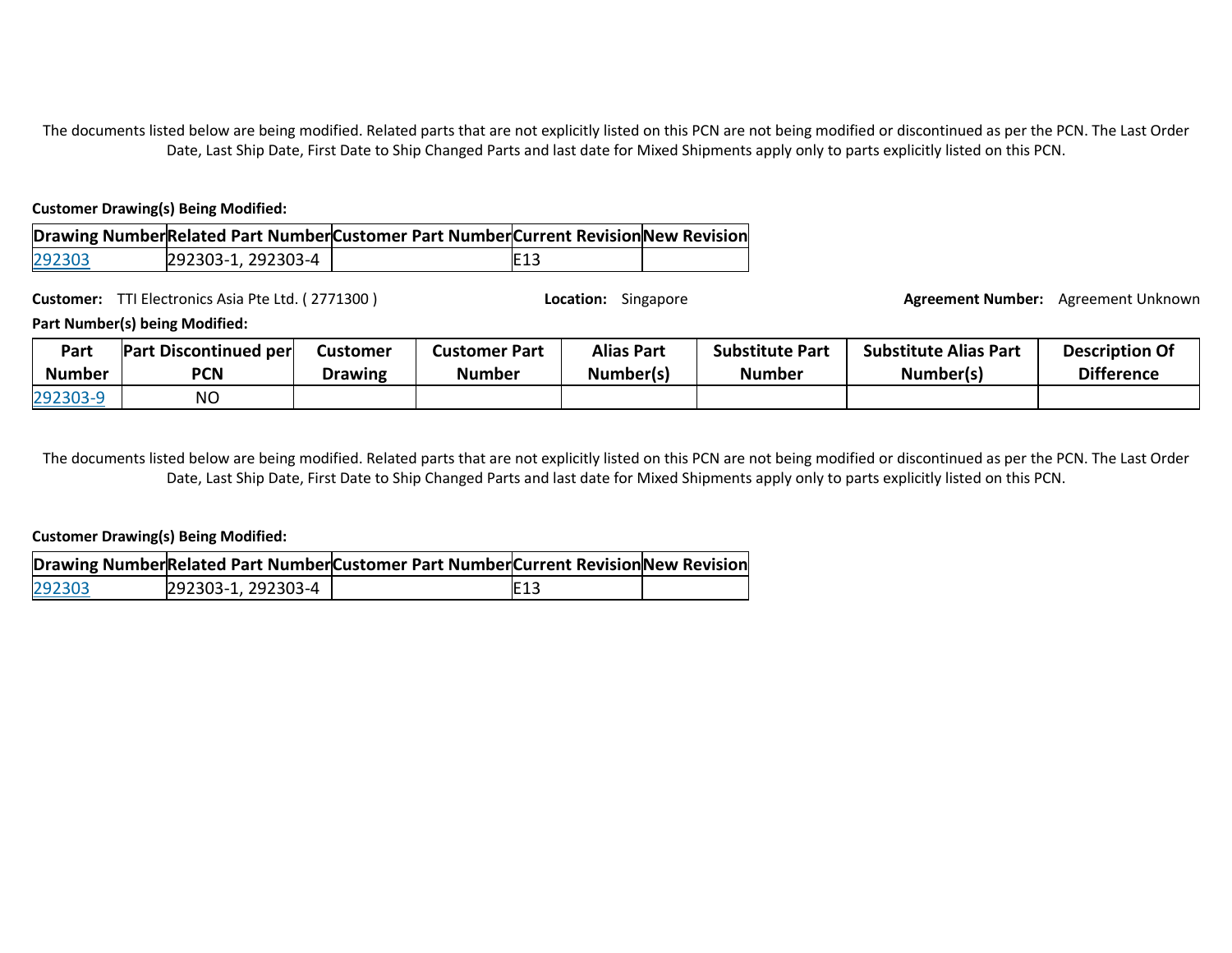The documents listed below are being modified. Related parts that are not explicitly listed on this PCN are not being modified or discontinued as per the PCN. The Last Order Date, Last Ship Date, First Date to Ship Changed Parts and last date for Mixed Shipments apply only to parts explicitly listed on this PCN.

**Customer Drawing(s) Being Modified:**

| Drawing Number | Related Part Number | Customer Part Number | Current Revision | New Revision |
|---|---|---|---|---|
| 292303 | 292303-1, 292303-4 | | E13 | |

**Customer:** TTI Electronics Asia Pte Ltd. ( 2771300 ) **Location:** Singapore **Agreement Number:** Agreement Unknown

**Part Number(s) being Modified:**

| Part Number | Part Discontinued per PCN | Customer Drawing | Customer Part Number | Alias Part Number(s) | Substitute Part Number | Substitute Alias Part Number(s) | Description Of Difference |
|---|---|---|---|---|---|---|---|
| 292303-9 | NO | | | | | | |

The documents listed below are being modified. Related parts that are not explicitly listed on this PCN are not being modified or discontinued as per the PCN. The Last Order Date, Last Ship Date, First Date to Ship Changed Parts and last date for Mixed Shipments apply only to parts explicitly listed on this PCN.

**Customer Drawing(s) Being Modified:**

| Drawing Number | Related Part Number | Customer Part Number | Current Revision | New Revision |
|---|---|---|---|---|
| 292303 | 292303-1, 292303-4 | | E13 | |